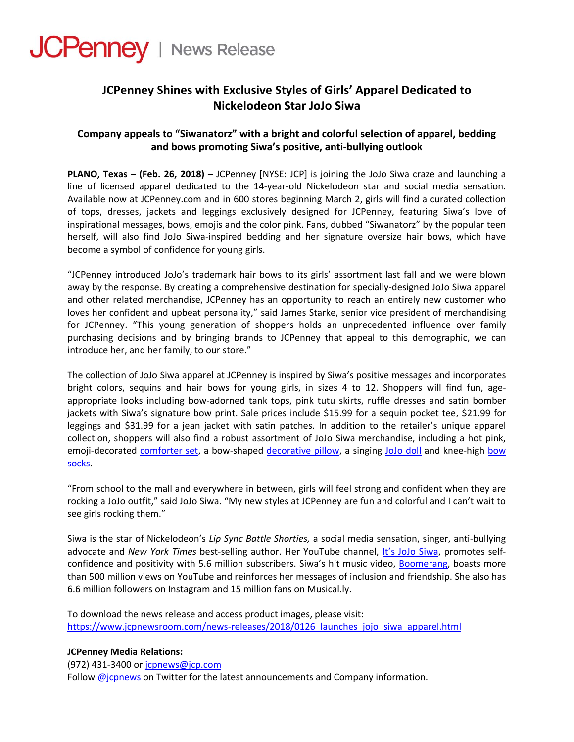JCPenney | News Release

## JCPenney Shines with Exclusive Styles of Girls' Apparel Dedicated to Nickelodeon Star JoJo Siwa

### Company appeals to "Siwanatorz" with a bright and colorful selection of apparel, bedding and bows promoting Siwa's positive, anti-bullying outlook

**PLANO, Texas – (Feb. 26, 2018)** – JCPenney [NYSE: JCP] is joining the JoJo Siwa craze and launching a line of licensed apparel dedicated to the 14-year-old Nickelodeon star and social media sensation. Available now at JCPenney.com and in 600 stores beginning March 2, girls will find a curated collection of tops, dresses, jackets and leggings exclusively designed for JCPenney, featuring Siwa's love of inspirational messages, bows, emojis and the color pink. Fans, dubbed "Siwanatorz" by the popular teen herself, will also find JoJo Siwa-inspired bedding and her signature oversize hair bows, which have become a symbol of confidence for young girls.

"JCPenney introduced JoJo's trademark hair bows to its girls' assortment last fall and we were blown away by the response. By creating a comprehensive destination for specially-designed JoJo Siwa apparel and other related merchandise, JCPenney has an opportunity to reach an entirely new customer who loves her confident and upbeat personality," said James Starke, senior vice president of merchandising for JCPenney. "This young generation of shoppers holds an unprecedented influence over family purchasing decisions and by bringing brands to JCPenney that appeal to this demographic, we can introduce her, and her family, to our store."

The collection of JoJo Siwa apparel at JCPenney is inspired by Siwa's positive messages and incorporates bright colors, sequins and hair bows for young girls, in sizes 4 to 12. Shoppers will find fun, age-appropriate looks including bow-adorned tank tops, pink tutu skirts, ruffle dresses and satin bomber jackets with Siwa's signature bow print. Sale prices include $15.99 for a sequin pocket tee, $21.99 for leggings and $31.99 for a jean jacket with satin patches. In addition to the retailer's unique apparel collection, shoppers will also find a robust assortment of JoJo Siwa merchandise, including a hot pink, emoji-decorated comforter set, a bow-shaped decorative pillow, a singing JoJo doll and knee-high bow socks.

"From school to the mall and everywhere in between, girls will feel strong and confident when they are rocking a JoJo outfit," said JoJo Siwa. "My new styles at JCPenney are fun and colorful and I can't wait to see girls rocking them."

Siwa is the star of Nickelodeon's *Lip Sync Battle Shorties,* a social media sensation, singer, anti-bullying advocate and *New York Times* best-selling author. Her YouTube channel, It's JoJo Siwa, promotes self-confidence and positivity with 5.6 million subscribers. Siwa's hit music video, Boomerang, boasts more than 500 million views on YouTube and reinforces her messages of inclusion and friendship. She also has 6.6 million followers on Instagram and 15 million fans on Musical.ly.

To download the news release and access product images, please visit:
https://www.jcpnewsroom.com/news-releases/2018/0126_launches_jojo_siwa_apparel.html

**JCPenney Media Relations:**
(972) 431-3400 or jcpnews@jcp.com
Follow @jcpnews on Twitter for the latest announcements and Company information.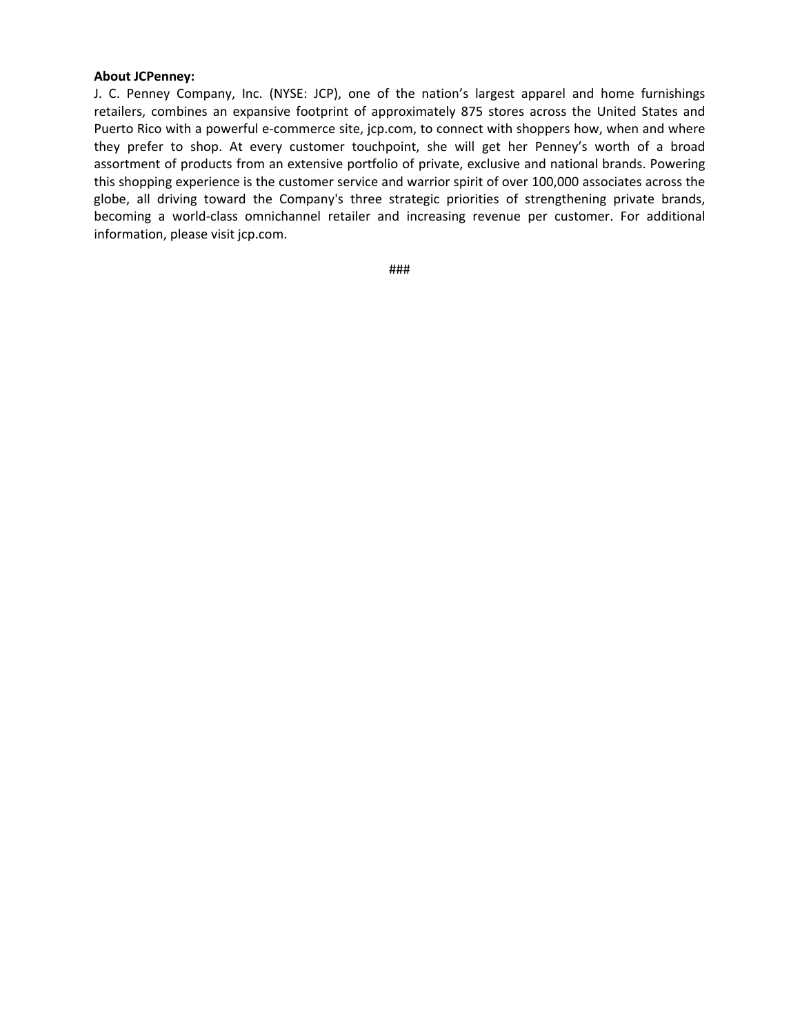**About JCPenney:**

J. C. Penney Company, Inc. (NYSE: JCP), one of the nation's largest apparel and home furnishings retailers, combines an expansive footprint of approximately 875 stores across the United States and Puerto Rico with a powerful e-commerce site, jcp.com, to connect with shoppers how, when and where they prefer to shop. At every customer touchpoint, she will get her Penney's worth of a broad assortment of products from an extensive portfolio of private, exclusive and national brands. Powering this shopping experience is the customer service and warrior spirit of over 100,000 associates across the globe, all driving toward the Company's three strategic priorities of strengthening private brands, becoming a world-class omnichannel retailer and increasing revenue per customer. For additional information, please visit jcp.com.

###